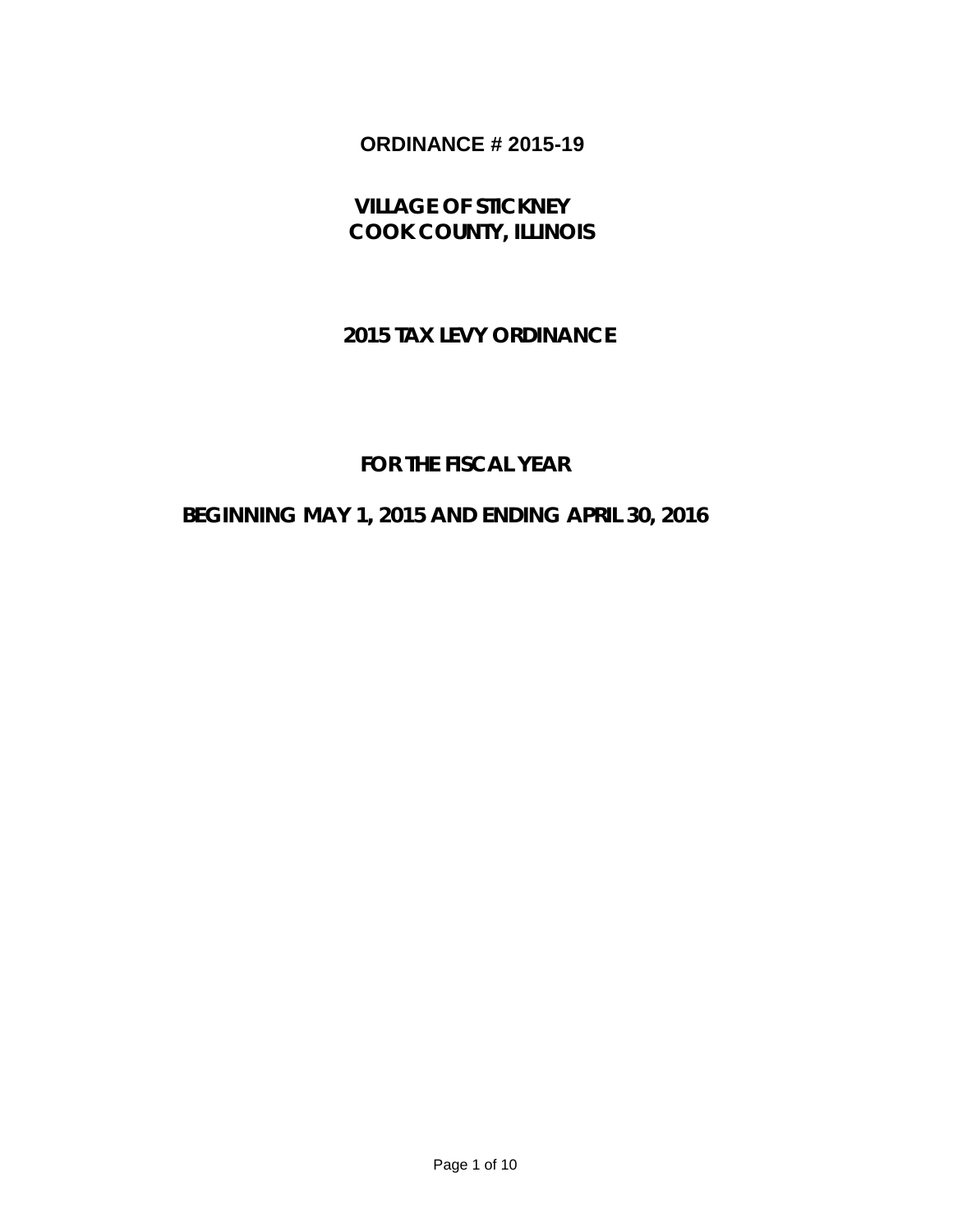# ORDINANCE # 2015-19

## VILLAGE OF STICKNEY
## COOK COUNTY, ILLINOIS

## 2015 TAX LEVY ORDINANCE

## FOR THE FISCAL YEAR

## BEGINNING MAY 1, 2015 AND ENDING APRIL 30, 2016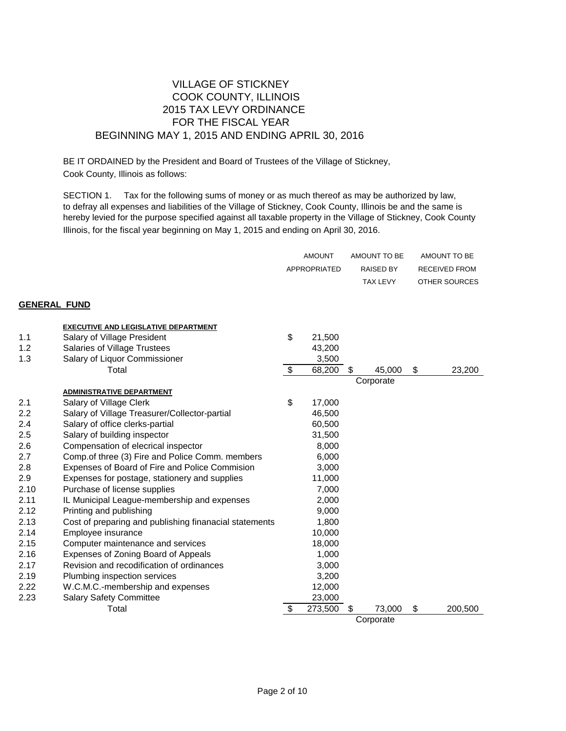# VILLAGE OF STICKNEY
## COOK COUNTY, ILLINOIS
## 2015 TAX LEVY ORDINANCE
## FOR THE FISCAL YEAR
## BEGINNING MAY 1, 2015 AND ENDING APRIL 30, 2016

BE IT ORDAINED by the President and Board of Trustees of the Village of Stickney, Cook County, Illinois as follows:

SECTION 1. Tax for the following sums of money or as much thereof as may be authorized by law, to defray all expenses and liabilities of the Village of Stickney, Cook County, Illinois be and the same is hereby levied for the purpose specified against all taxable property in the Village of Stickney, Cook County Illinois, for the fiscal year beginning on May 1, 2015 and ending on April 30, 2016.

| | | AMOUNT APPROPRIATED | AMOUNT TO BE RAISED BY TAX LEVY | AMOUNT TO BE RECEIVED FROM OTHER SOURCES |
|---|---|---|---|---|
| **GENERAL FUND** | | | | |
| | **EXECUTIVE AND LEGISLATIVE DEPARTMENT** | | | |
| 1.1 | Salary of Village President | $ 21,500 | | |
| 1.2 | Salaries of Village Trustees | 43,200 | | |
| 1.3 | Salary of Liquor Commissioner | 3,500 | | |
| | Total | $ 68,200 | $ 45,000 | $ 23,200 |
| | | | Corporate | |
| | **ADMINISTRATIVE DEPARTMENT** | | | |
| 2.1 | Salary of Village Clerk | $ 17,000 | | |
| 2.2 | Salary of Village Treasurer/Collector-partial | 46,500 | | |
| 2.4 | Salary of office clerks-partial | 60,500 | | |
| 2.5 | Salary of building inspector | 31,500 | | |
| 2.6 | Compensation of elecrical inspector | 8,000 | | |
| 2.7 | Comp.of three (3) Fire and Police Comm. members | 6,000 | | |
| 2.8 | Expenses of Board of Fire and Police Commision | 3,000 | | |
| 2.9 | Expenses for postage, stationery and supplies | 11,000 | | |
| 2.10 | Purchase of license supplies | 7,000 | | |
| 2.11 | IL Municipal League-membership and expenses | 2,000 | | |
| 2.12 | Printing and publishing | 9,000 | | |
| 2.13 | Cost of preparing and publishing finanacial statements | 1,800 | | |
| 2.14 | Employee insurance | 10,000 | | |
| 2.15 | Computer maintenance and services | 18,000 | | |
| 2.16 | Expenses of Zoning Board of Appeals | 1,000 | | |
| 2.17 | Revision and recodification of ordinances | 3,000 | | |
| 2.19 | Plumbing inspection services | 3,200 | | |
| 2.22 | W.C.M.C.-membership and expenses | 12,000 | | |
| 2.23 | Salary Safety Committee | 23,000 | | |
| | Total | $ 273,500 | $ 73,000 | $ 200,500 |
| | | | Corporate | |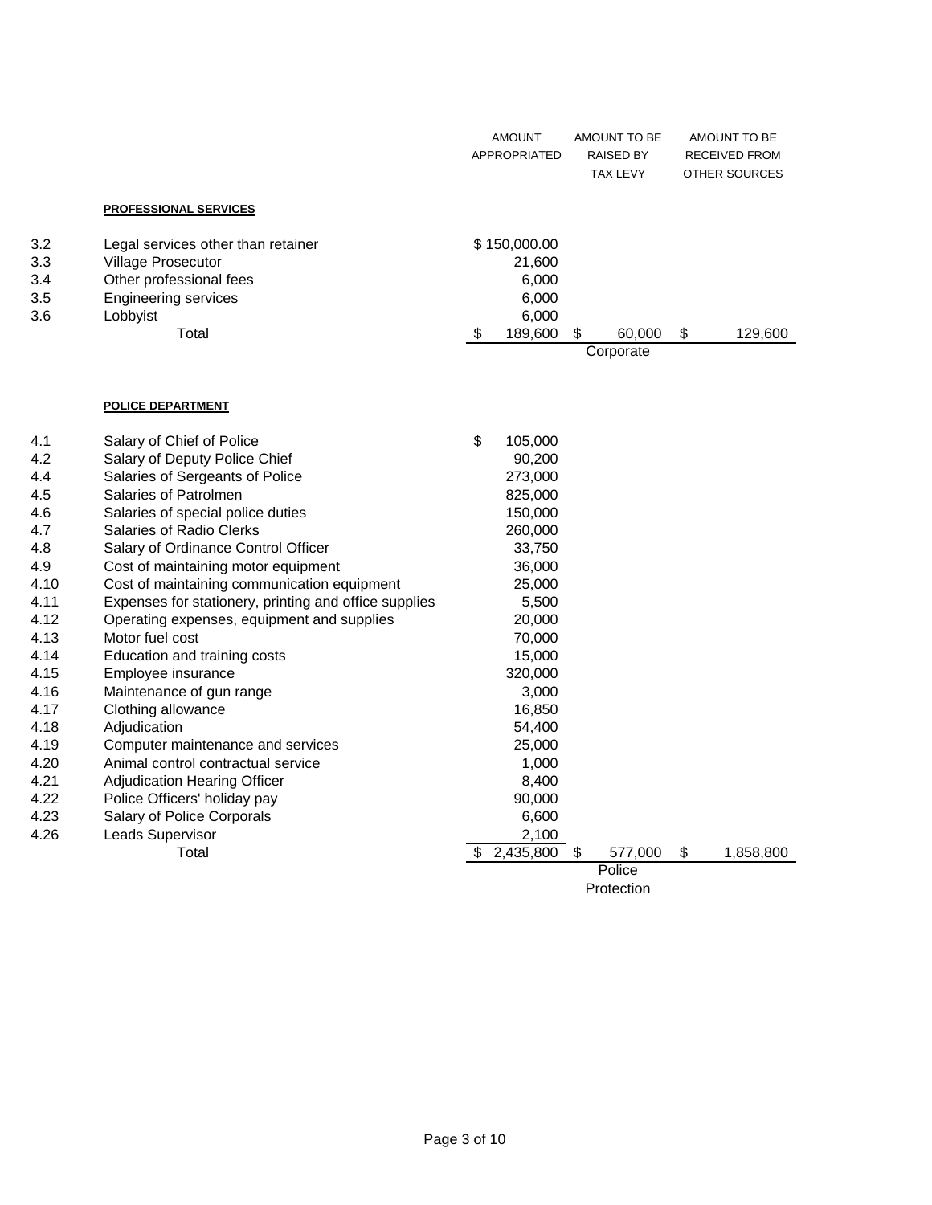| | | AMOUNT APPROPRIATED | AMOUNT TO BE RAISED BY TAX LEVY | AMOUNT TO BE RECEIVED FROM OTHER SOURCES |
|---|---|---|---|---|
| | **PROFESSIONAL SERVICES** | | | |
| 3.2 | Legal services other than retainer | $ 150,000.00 | | |
| 3.3 | Village Prosecutor | 21,600 | | |
| 3.4 | Other professional fees | 6,000 | | |
| 3.5 | Engineering services | 6,000 | | |
| 3.6 | Lobbyist | 6,000 | | |
| | Total | $ 189,600 | $ 60,000 | $ 129,600 |
| | | | Corporate | |

| | | AMOUNT APPROPRIATED | AMOUNT TO BE RAISED BY TAX LEVY | AMOUNT TO BE RECEIVED FROM OTHER SOURCES |
|---|---|---|---|---|
| | **POLICE DEPARTMENT** | | | |
| 4.1 | Salary of Chief of Police | $ 105,000 | | |
| 4.2 | Salary of Deputy Police Chief | 90,200 | | |
| 4.4 | Salaries of Sergeants of Police | 273,000 | | |
| 4.5 | Salaries of Patrolmen | 825,000 | | |
| 4.6 | Salaries of special police duties | 150,000 | | |
| 4.7 | Salaries of Radio Clerks | 260,000 | | |
| 4.8 | Salary of Ordinance Control Officer | 33,750 | | |
| 4.9 | Cost of maintaining motor equipment | 36,000 | | |
| 4.10 | Cost of maintaining communication equipment | 25,000 | | |
| 4.11 | Expenses for stationery, printing and office supplies | 5,500 | | |
| 4.12 | Operating expenses, equipment and supplies | 20,000 | | |
| 4.13 | Motor fuel cost | 70,000 | | |
| 4.14 | Education and training costs | 15,000 | | |
| 4.15 | Employee insurance | 320,000 | | |
| 4.16 | Maintenance of gun range | 3,000 | | |
| 4.17 | Clothing allowance | 16,850 | | |
| 4.18 | Adjudication | 54,400 | | |
| 4.19 | Computer maintenance and services | 25,000 | | |
| 4.20 | Animal control contractual service | 1,000 | | |
| 4.21 | Adjudication Hearing Officer | 8,400 | | |
| 4.22 | Police Officers' holiday pay | 90,000 | | |
| 4.23 | Salary of Police Corporals | 6,600 | | |
| 4.26 | Leads Supervisor | 2,100 | | |
| | Total | $ 2,435,800 | $ 577,000 | $ 1,858,800 |
| | | | Police Protection | |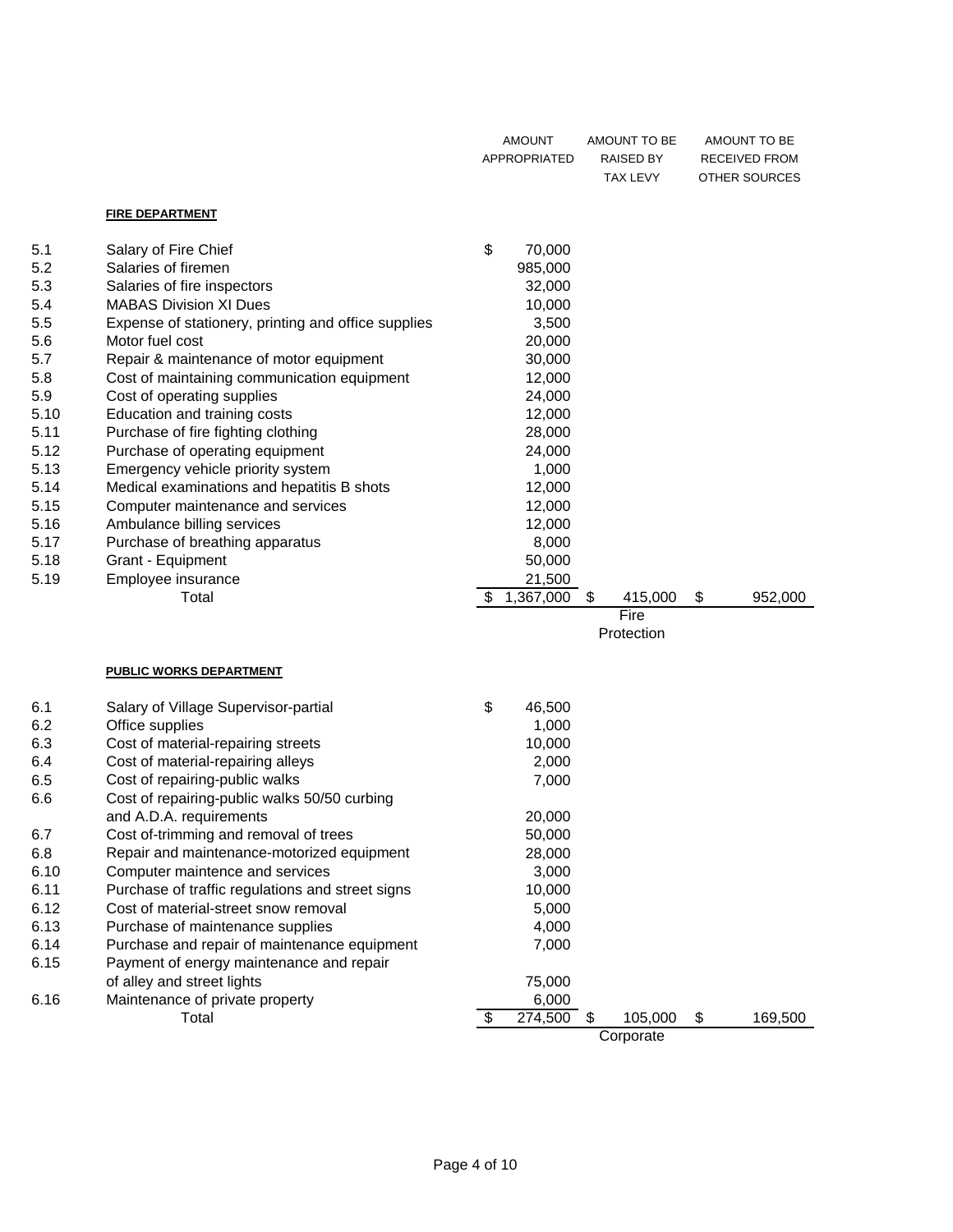| | | AMOUNT APPROPRIATED | AMOUNT TO BE RAISED BY TAX LEVY | AMOUNT TO BE RECEIVED FROM OTHER SOURCES |
|---|---|---|---|---|
| | **FIRE DEPARTMENT** | | | |
| 5.1 | Salary of Fire Chief | $ 70,000 | | |
| 5.2 | Salaries of firemen | 985,000 | | |
| 5.3 | Salaries of fire inspectors | 32,000 | | |
| 5.4 | MABAS Division XI Dues | 10,000 | | |
| 5.5 | Expense of stationery, printing and office supplies | 3,500 | | |
| 5.6 | Motor fuel cost | 20,000 | | |
| 5.7 | Repair & maintenance of motor equipment | 30,000 | | |
| 5.8 | Cost of maintaining communication equipment | 12,000 | | |
| 5.9 | Cost of operating supplies | 24,000 | | |
| 5.10 | Education and training costs | 12,000 | | |
| 5.11 | Purchase of fire fighting clothing | 28,000 | | |
| 5.12 | Purchase of operating equipment | 24,000 | | |
| 5.13 | Emergency vehicle priority system | 1,000 | | |
| 5.14 | Medical examinations and hepatitis B shots | 12,000 | | |
| 5.15 | Computer maintenance and services | 12,000 | | |
| 5.16 | Ambulance billing services | 12,000 | | |
| 5.17 | Purchase of breathing apparatus | 8,000 | | |
| 5.18 | Grant - Equipment | 50,000 | | |
| 5.19 | Employee insurance | 21,500 | | |
| | Total | $ 1,367,000 | $ 415,000 | $ 952,000 |
| | | | Fire Protection | |
| | **PUBLIC WORKS DEPARTMENT** | | | |
| 6.1 | Salary of Village Supervisor-partial | $ 46,500 | | |
| 6.2 | Office supplies | 1,000 | | |
| 6.3 | Cost of material-repairing streets | 10,000 | | |
| 6.4 | Cost of material-repairing alleys | 2,000 | | |
| 6.5 | Cost of repairing-public walks | 7,000 | | |
| 6.6 | Cost of repairing-public walks 50/50 curbing and A.D.A. requirements | 20,000 | | |
| 6.7 | Cost of-trimming and removal of trees | 50,000 | | |
| 6.8 | Repair and maintenance-motorized equipment | 28,000 | | |
| 6.10 | Computer maintence and services | 3,000 | | |
| 6.11 | Purchase of traffic regulations and street signs | 10,000 | | |
| 6.12 | Cost of material-street snow removal | 5,000 | | |
| 6.13 | Purchase of maintenance supplies | 4,000 | | |
| 6.14 | Purchase and repair of maintenance equipment | 7,000 | | |
| 6.15 | Payment of energy maintenance and repair of alley and street lights | 75,000 | | |
| 6.16 | Maintenance of private property | 6,000 | | |
| | Total | $ 274,500 | $ 105,000 | $ 169,500 |
| | | | Corporate | |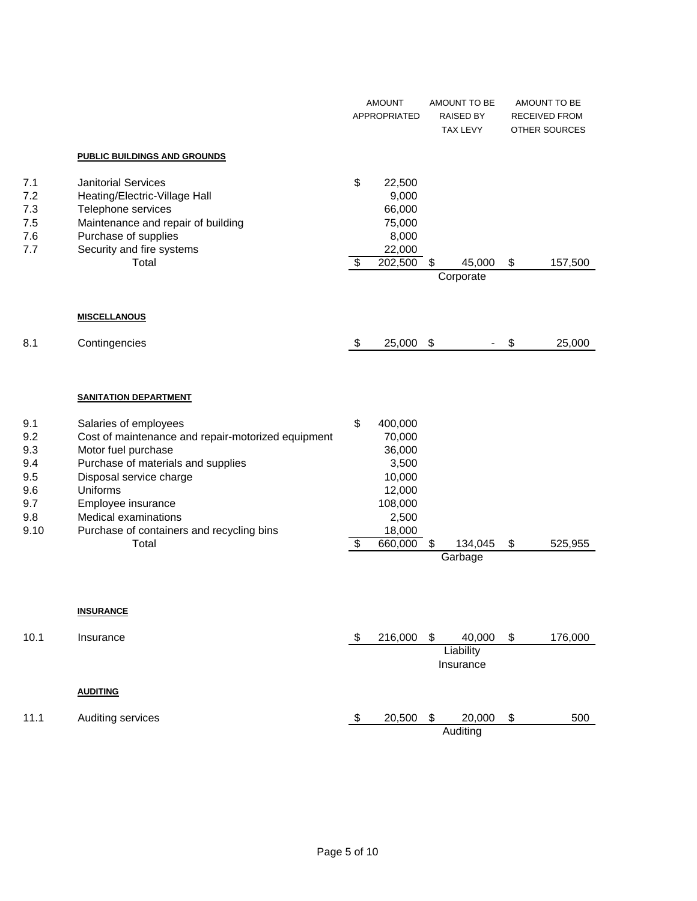| | | AMOUNT APPROPRIATED | AMOUNT TO BE RAISED BY TAX LEVY | AMOUNT TO BE RECEIVED FROM OTHER SOURCES |
|---|---|---|---|---|
| | **PUBLIC BUILDINGS AND GROUNDS** | | | |
| 7.1 | Janitorial Services | $ 22,500 | | |
| 7.2 | Heating/Electric-Village Hall | 9,000 | | |
| 7.3 | Telephone services | 66,000 | | |
| 7.5 | Maintenance and repair of building | 75,000 | | |
| 7.6 | Purchase of supplies | 8,000 | | |
| 7.7 | Security and fire systems | 22,000 | | |
| | Total | $ 202,500 | $ 45,000 | $ 157,500 |
| | | | Corporate | |
| | **MISCELLANOUS** | | | |
| 8.1 | Contingencies | $ 25,000 | $ - | $ 25,000 |
| | **SANITATION DEPARTMENT** | | | |
| 9.1 | Salaries of employees | $ 400,000 | | |
| 9.2 | Cost of maintenance and repair-motorized equipment | 70,000 | | |
| 9.3 | Motor fuel purchase | 36,000 | | |
| 9.4 | Purchase of materials and supplies | 3,500 | | |
| 9.5 | Disposal service charge | 10,000 | | |
| 9.6 | Uniforms | 12,000 | | |
| 9.7 | Employee insurance | 108,000 | | |
| 9.8 | Medical examinations | 2,500 | | |
| 9.10 | Purchase of containers and recycling bins | 18,000 | | |
| | Total | $ 660,000 | $ 134,045 | $ 525,955 |
| | | | Garbage | |
| | **INSURANCE** | | | |
| 10.1 | Insurance | $ 216,000 | $ 40,000 | $ 176,000 |
| | | | Liability Insurance | |
| | **AUDITING** | | | |
| 11.1 | Auditing services | $ 20,500 | $ 20,000 | $ 500 |
| | | | Auditing | |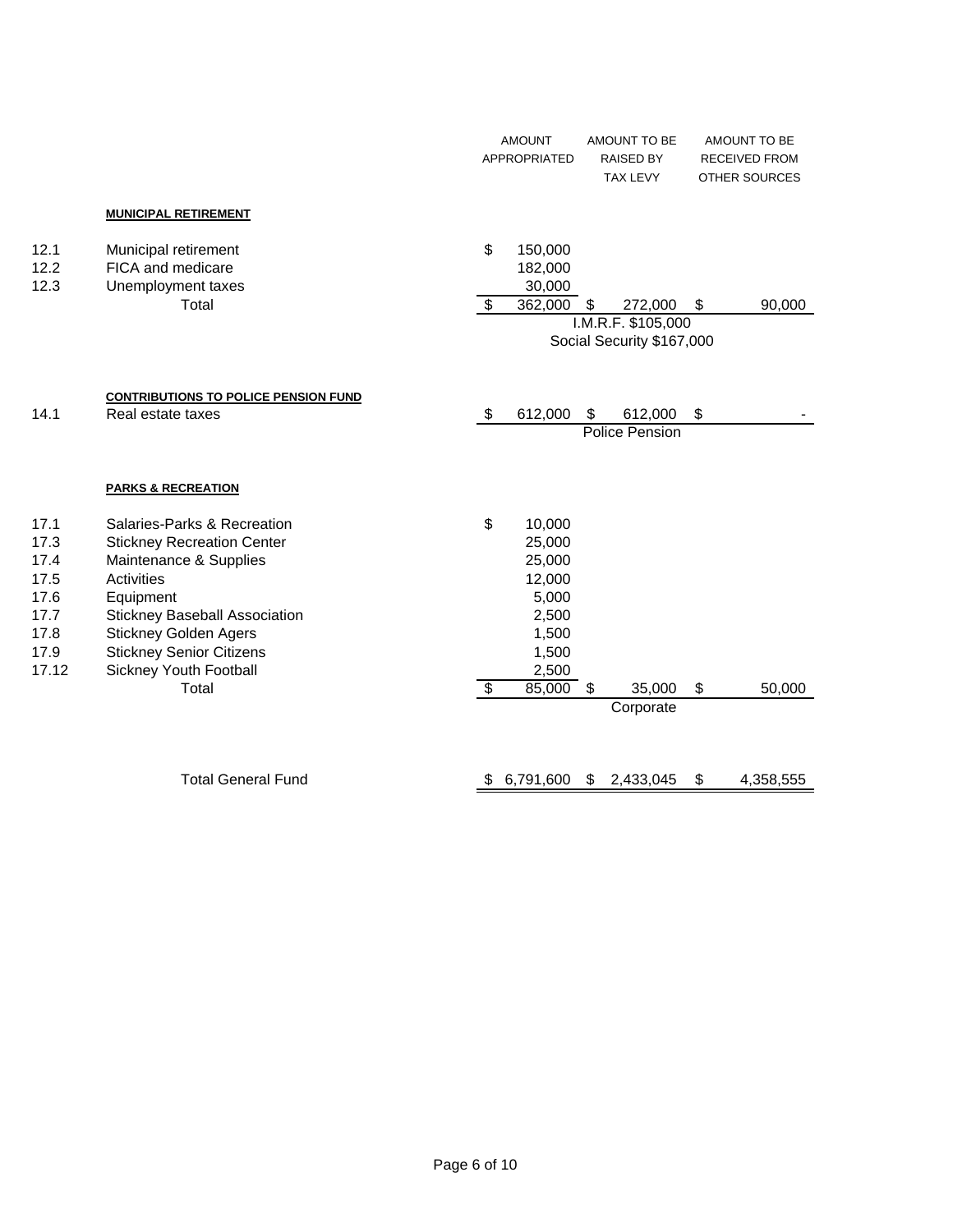| | | AMOUNT APPROPRIATED | AMOUNT TO BE RAISED BY TAX LEVY | AMOUNT TO BE RECEIVED FROM OTHER SOURCES |
|---|---|---|---|---|
| | **MUNICIPAL RETIREMENT** | | | |
| 12.1 | Municipal retirement | $ 150,000 | | |
| 12.2 | FICA and medicare | 182,000 | | |
| 12.3 | Unemployment taxes | 30,000 | | |
| | Total | $ 362,000 | $ 272,000 | $ 90,000 |
| | | | I.M.R.F. $105,000 | |
| | | | Social Security $167,000 | |
| | **CONTRIBUTIONS TO POLICE PENSION FUND** | | | |
| 14.1 | Real estate taxes | $ 612,000 | $ 612,000 | $ - |
| | | | Police Pension | |
| | **PARKS & RECREATION** | | | |
| 17.1 | Salaries-Parks & Recreation | $ 10,000 | | |
| 17.3 | Stickney Recreation Center | 25,000 | | |
| 17.4 | Maintenance & Supplies | 25,000 | | |
| 17.5 | Activities | 12,000 | | |
| 17.6 | Equipment | 5,000 | | |
| 17.7 | Stickney Baseball Association | 2,500 | | |
| 17.8 | Stickney Golden Agers | 1,500 | | |
| 17.9 | Stickney Senior Citizens | 1,500 | | |
| 17.12 | Sickney Youth Football | 2,500 | | |
| | Total | $ 85,000 | $ 35,000 | $ 50,000 |
| | | | Corporate | |
| | Total General Fund | $ 6,791,600 | $ 2,433,045 | $ 4,358,555 |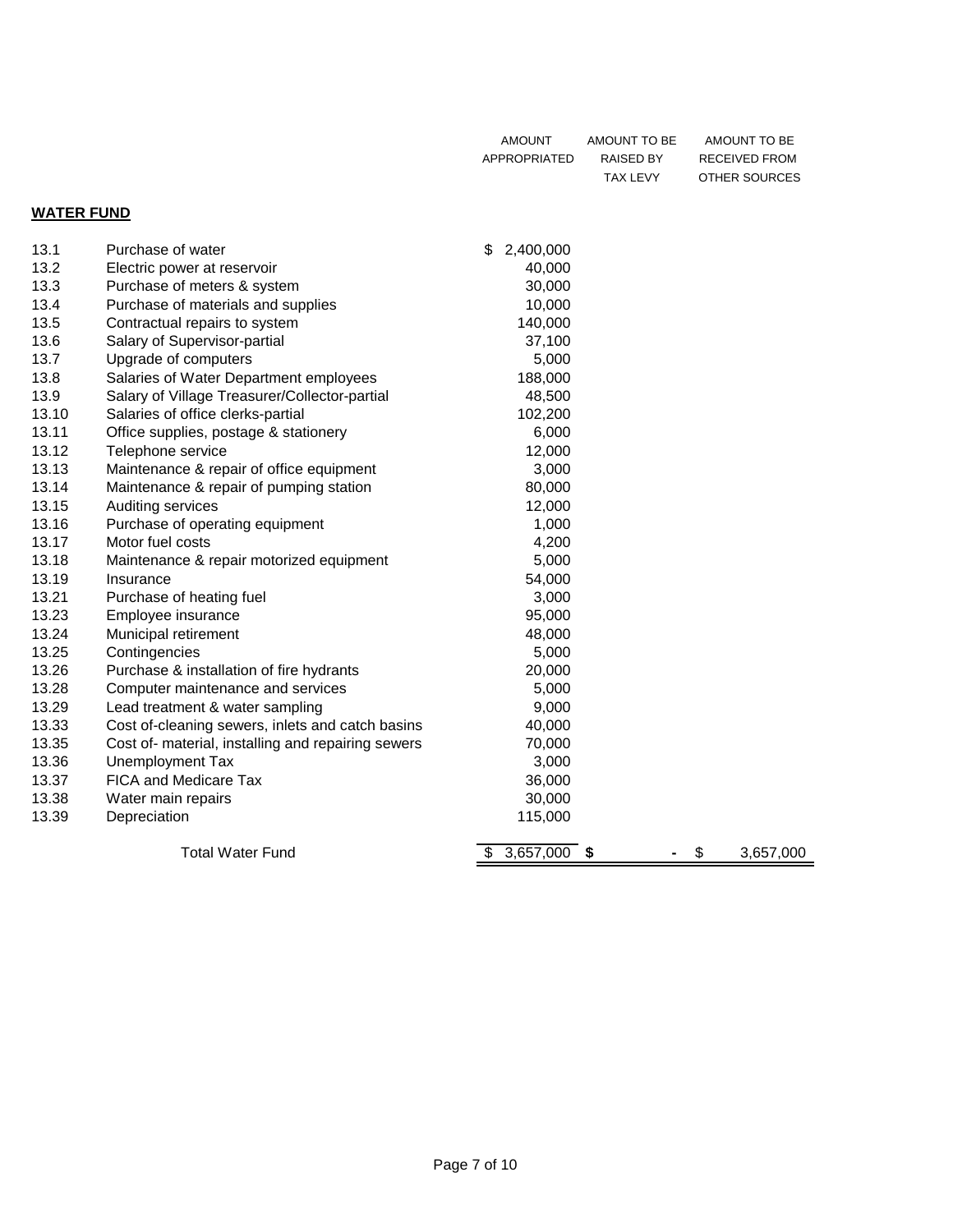| | | AMOUNT APPROPRIATED | AMOUNT TO BE RAISED BY TAX LEVY | AMOUNT TO BE RECEIVED FROM OTHER SOURCES |
|---|---|---|---|---|
| **WATER FUND** | | | | |
| 13.1 | Purchase of water | $ 2,400,000 | | |
| 13.2 | Electric power at reservoir | 40,000 | | |
| 13.3 | Purchase of meters & system | 30,000 | | |
| 13.4 | Purchase of materials and supplies | 10,000 | | |
| 13.5 | Contractual repairs to system | 140,000 | | |
| 13.6 | Salary of Supervisor-partial | 37,100 | | |
| 13.7 | Upgrade of computers | 5,000 | | |
| 13.8 | Salaries of Water Department employees | 188,000 | | |
| 13.9 | Salary of Village Treasurer/Collector-partial | 48,500 | | |
| 13.10 | Salaries of office clerks-partial | 102,200 | | |
| 13.11 | Office supplies, postage & stationery | 6,000 | | |
| 13.12 | Telephone service | 12,000 | | |
| 13.13 | Maintenance & repair of office equipment | 3,000 | | |
| 13.14 | Maintenance & repair of pumping station | 80,000 | | |
| 13.15 | Auditing services | 12,000 | | |
| 13.16 | Purchase of operating equipment | 1,000 | | |
| 13.17 | Motor fuel costs | 4,200 | | |
| 13.18 | Maintenance & repair motorized equipment | 5,000 | | |
| 13.19 | Insurance | 54,000 | | |
| 13.21 | Purchase of heating fuel | 3,000 | | |
| 13.23 | Employee insurance | 95,000 | | |
| 13.24 | Municipal retirement | 48,000 | | |
| 13.25 | Contingencies | 5,000 | | |
| 13.26 | Purchase & installation of fire hydrants | 20,000 | | |
| 13.28 | Computer maintenance and services | 5,000 | | |
| 13.29 | Lead treatment & water sampling | 9,000 | | |
| 13.33 | Cost of-cleaning sewers, inlets and catch basins | 40,000 | | |
| 13.35 | Cost of- material, installing and repairing sewers | 70,000 | | |
| 13.36 | Unemployment Tax | 3,000 | | |
| 13.37 | FICA and Medicare Tax | 36,000 | | |
| 13.38 | Water main repairs | 30,000 | | |
| 13.39 | Depreciation | 115,000 | | |
| | Total Water Fund | $ 3,657,000 | **$ -** | $ 3,657,000 |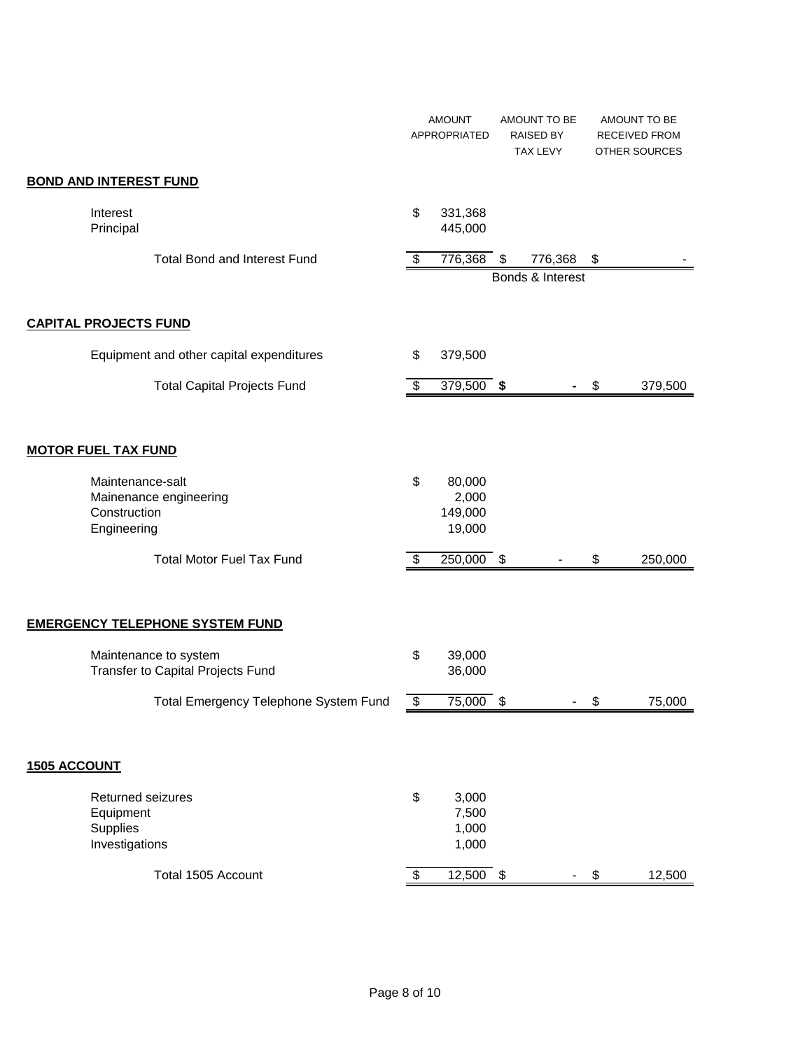| | AMOUNT APPROPRIATED | AMOUNT TO BE RAISED BY TAX LEVY | AMOUNT TO BE RECEIVED FROM OTHER SOURCES |
|---|---|---|---|
| **BOND AND INTEREST FUND** | | | |
| Interest | $ 331,368 | | |
| Principal | 445,000 | | |
| Total Bond and Interest Fund | $ 776,368 | $ 776,368 | $ - |
| | | Bonds & Interest | |
| **CAPITAL PROJECTS FUND** | | | |
| Equipment and other capital expenditures | $ 379,500 | | |
| Total Capital Projects Fund | $ 379,500 | **$ -** | $ 379,500 |
| **MOTOR FUEL TAX FUND** | | | |
| Maintenance-salt | $ 80,000 | | |
| Mainenance engineering | 2,000 | | |
| Construction | 149,000 | | |
| Engineering | 19,000 | | |
| Total Motor Fuel Tax Fund | $ 250,000 | $ - | $ 250,000 |
| **EMERGENCY TELEPHONE SYSTEM FUND** | | | |
| Maintenance to system | $ 39,000 | | |
| Transfer to Capital Projects Fund | 36,000 | | |
| Total Emergency Telephone System Fund | $ 75,000 | $ - | $ 75,000 |
| **1505 ACCOUNT** | | | |
| Returned seizures | $ 3,000 | | |
| Equipment | 7,500 | | |
| Supplies | 1,000 | | |
| Investigations | 1,000 | | |
| Total 1505 Account | $ 12,500 | $ - | $ 12,500 |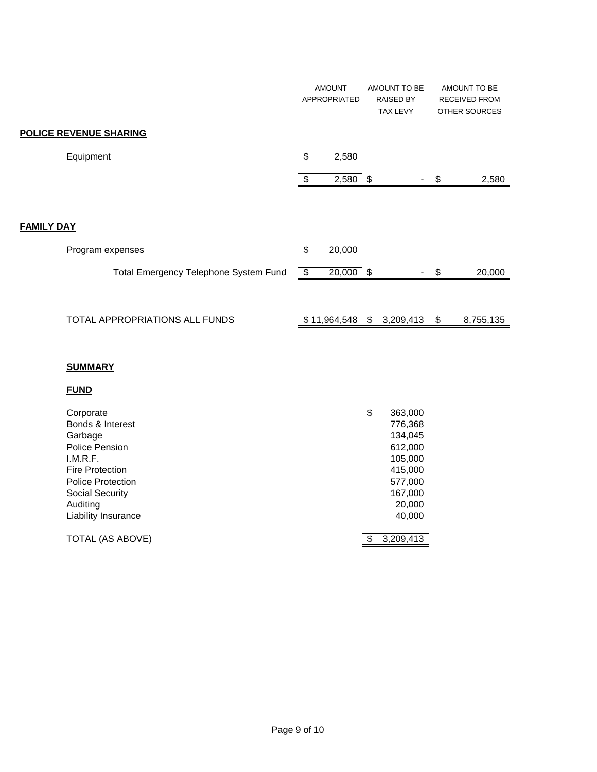| | AMOUNT APPROPRIATED | AMOUNT TO BE RAISED BY TAX LEVY | AMOUNT TO BE RECEIVED FROM OTHER SOURCES |
|---|---|---|---|
| **POLICE REVENUE SHARING** | | | |
| Equipment | $ 2,580 | | |
| | $ 2,580 | $ - | $ 2,580 |
| **FAMILY DAY** | | | |
| Program expenses | $ 20,000 | | |
| Total Emergency Telephone System Fund | $ 20,000 | $ - | $ 20,000 |
| TOTAL APPROPRIATIONS ALL FUNDS | $ 11,964,548 | $ 3,209,413 | $ 8,755,135 |

**SUMMARY**

**FUND**

| Fund | Amount |
|---|---|
| Corporate | $ 363,000 |
| Bonds & Interest | 776,368 |
| Garbage | 134,045 |
| Police Pension | 612,000 |
| I.M.R.F. | 105,000 |
| Fire Protection | 415,000 |
| Police Protection | 577,000 |
| Social Security | 167,000 |
| Auditing | 20,000 |
| Liability Insurance | 40,000 |
| TOTAL (AS ABOVE) | $ 3,209,413 |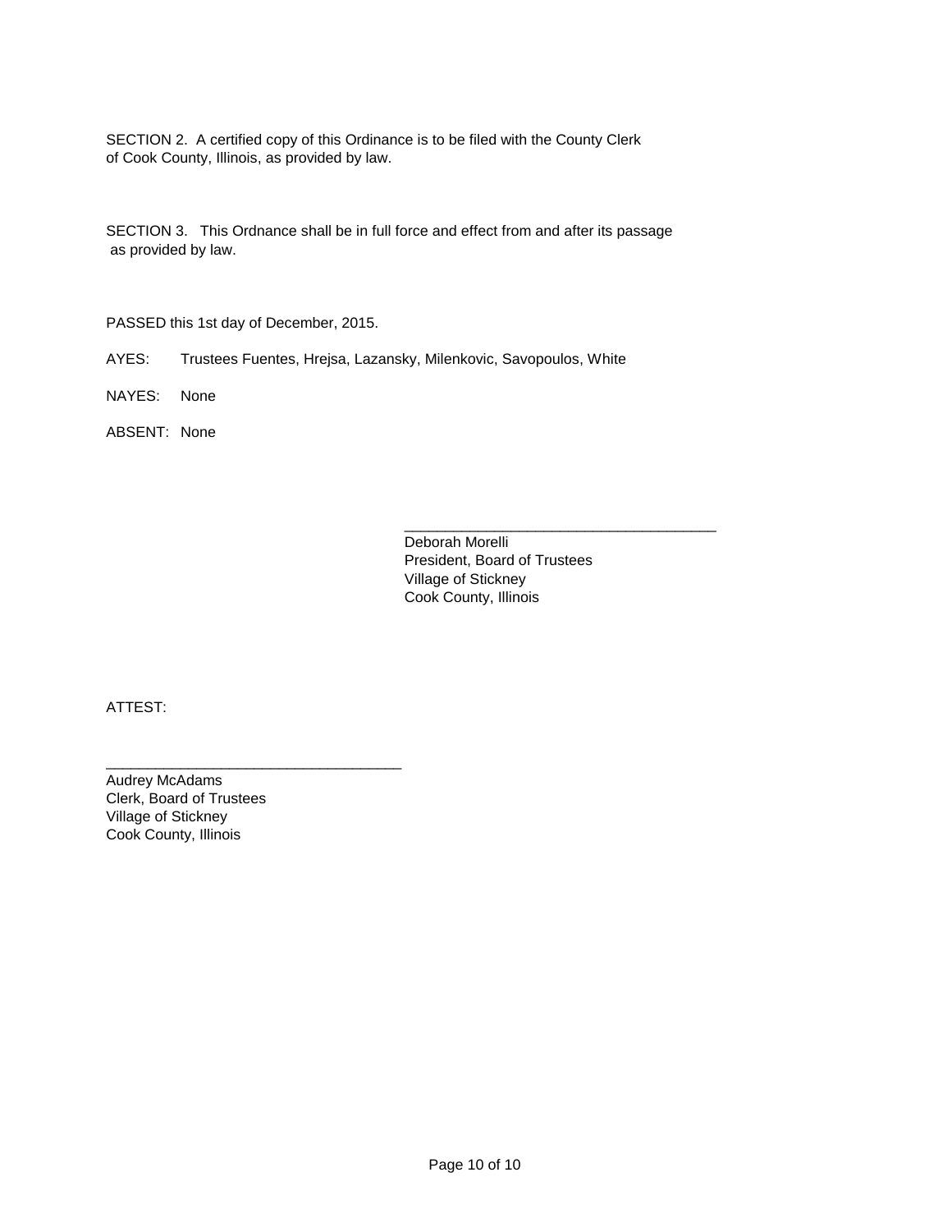SECTION 2. A certified copy of this Ordinance is to be filed with the County Clerk of Cook County, Illinois, as provided by law.

SECTION 3. This Ordnance shall be in full force and effect from and after its passage as provided by law.

PASSED this 1st day of December, 2015.

AYES: Trustees Fuentes, Hrejsa, Lazansky, Milenkovic, Savopoulos, White

NAYES: None

ABSENT: None

\_\_\_\_\_\_\_\_\_\_\_\_\_\_\_\_\_\_\_\_\_\_\_\_\_\_\_\_\_\_\_\_\_\_\_\_\_\_

Deborah Morelli
President, Board of Trustees
Village of Stickney
Cook County, Illinois

ATTEST:

\_\_\_\_\_\_\_\_\_\_\_\_\_\_\_\_\_\_\_\_\_\_\_\_\_\_\_\_\_\_\_\_\_\_\_\_\_\_

Audrey McAdams
Clerk, Board of Trustees
Village of Stickney
Cook County, Illinois